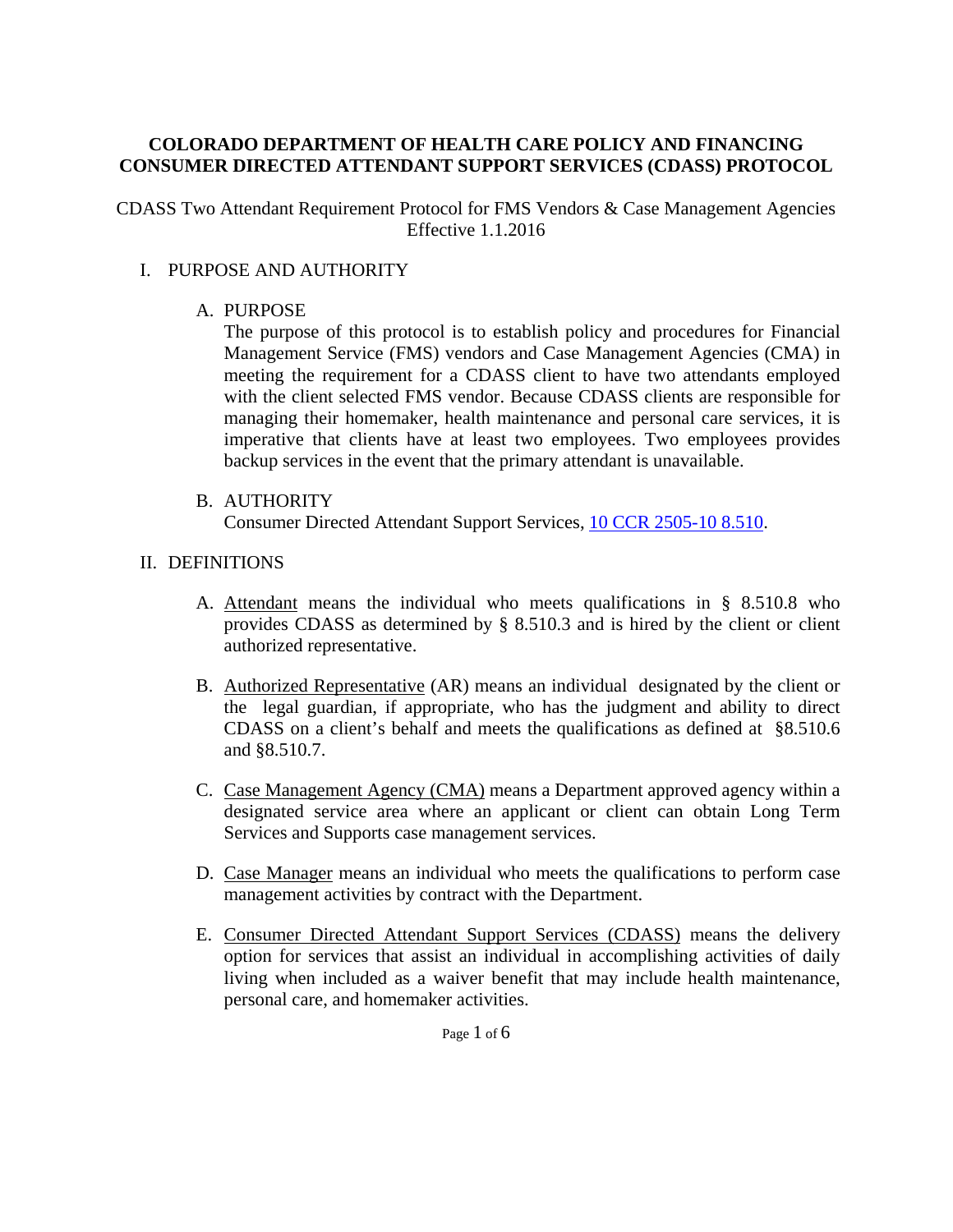**COLORADO DEPARTMENT OF HEALTH CARE POLICY AND FINANCING**
**CONSUMER DIRECTED ATTENDANT SUPPORT SERVICES (CDASS) PROTOCOL**

CDASS Two Attendant Requirement Protocol for FMS Vendors & Case Management Agencies
Effective 1.1.2016

I. PURPOSE AND AUTHORITY

A. PURPOSE
The purpose of this protocol is to establish policy and procedures for Financial Management Service (FMS) vendors and Case Management Agencies (CMA) in meeting the requirement for a CDASS client to have two attendants employed with the client selected FMS vendor. Because CDASS clients are responsible for managing their homemaker, health maintenance and personal care services, it is imperative that clients have at least two employees. Two employees provides backup services in the event that the primary attendant is unavailable.

B. AUTHORITY
Consumer Directed Attendant Support Services, 10 CCR 2505-10 8.510.

II. DEFINITIONS

A. Attendant means the individual who meets qualifications in § 8.510.8 who provides CDASS as determined by § 8.510.3 and is hired by the client or client authorized representative.

B. Authorized Representative (AR) means an individual designated by the client or the legal guardian, if appropriate, who has the judgment and ability to direct CDASS on a client's behalf and meets the qualifications as defined at §8.510.6 and §8.510.7.

C. Case Management Agency (CMA) means a Department approved agency within a designated service area where an applicant or client can obtain Long Term Services and Supports case management services.

D. Case Manager means an individual who meets the qualifications to perform case management activities by contract with the Department.

E. Consumer Directed Attendant Support Services (CDASS) means the delivery option for services that assist an individual in accomplishing activities of daily living when included as a waiver benefit that may include health maintenance, personal care, and homemaker activities.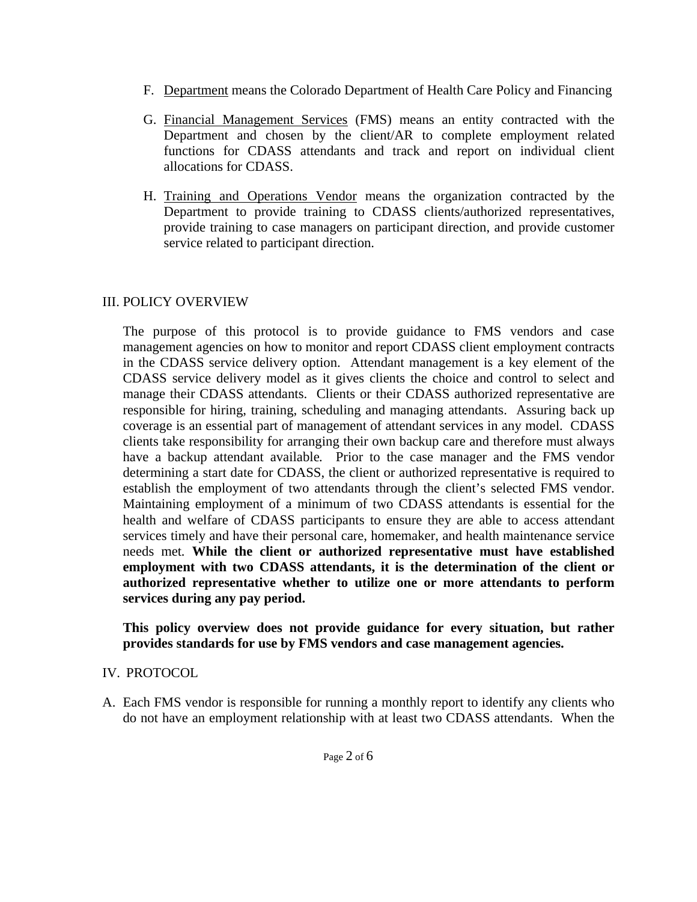F. Department means the Colorado Department of Health Care Policy and Financing

G. Financial Management Services (FMS) means an entity contracted with the Department and chosen by the client/AR to complete employment related functions for CDASS attendants and track and report on individual client allocations for CDASS.

H. Training and Operations Vendor means the organization contracted by the Department to provide training to CDASS clients/authorized representatives, provide training to case managers on participant direction, and provide customer service related to participant direction.

## III. POLICY OVERVIEW

The purpose of this protocol is to provide guidance to FMS vendors and case management agencies on how to monitor and report CDASS client employment contracts in the CDASS service delivery option. Attendant management is a key element of the CDASS service delivery model as it gives clients the choice and control to select and manage their CDASS attendants. Clients or their CDASS authorized representative are responsible for hiring, training, scheduling and managing attendants. Assuring back up coverage is an essential part of management of attendant services in any model. CDASS clients take responsibility for arranging their own backup care and therefore must always have a backup attendant available. Prior to the case manager and the FMS vendor determining a start date for CDASS, the client or authorized representative is required to establish the employment of two attendants through the client's selected FMS vendor. Maintaining employment of a minimum of two CDASS attendants is essential for the health and welfare of CDASS participants to ensure they are able to access attendant services timely and have their personal care, homemaker, and health maintenance service needs met. **While the client or authorized representative must have established employment with two CDASS attendants, it is the determination of the client or authorized representative whether to utilize one or more attendants to perform services during any pay period.**

**This policy overview does not provide guidance for every situation, but rather provides standards for use by FMS vendors and case management agencies.**

## IV. PROTOCOL

A. Each FMS vendor is responsible for running a monthly report to identify any clients who do not have an employment relationship with at least two CDASS attendants. When the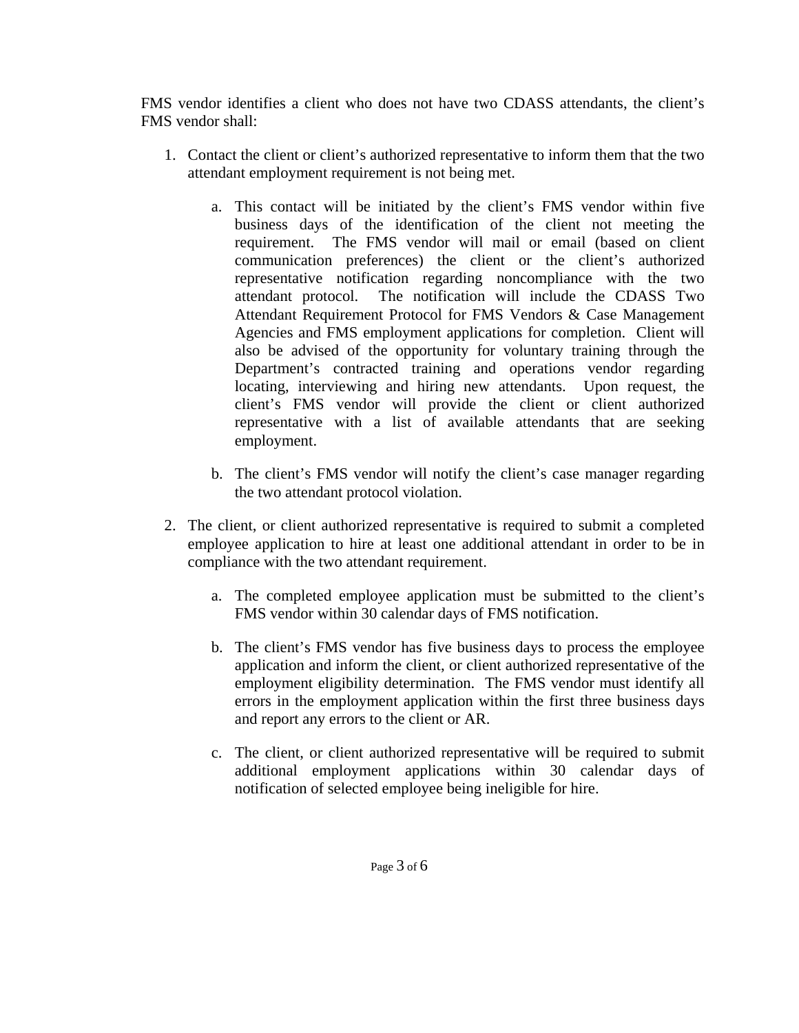FMS vendor identifies a client who does not have two CDASS attendants, the client's FMS vendor shall:

1. Contact the client or client's authorized representative to inform them that the two attendant employment requirement is not being met.

    a. This contact will be initiated by the client's FMS vendor within five business days of the identification of the client not meeting the requirement. The FMS vendor will mail or email (based on client communication preferences) the client or the client's authorized representative notification regarding noncompliance with the two attendant protocol. The notification will include the CDASS Two Attendant Requirement Protocol for FMS Vendors & Case Management Agencies and FMS employment applications for completion. Client will also be advised of the opportunity for voluntary training through the Department's contracted training and operations vendor regarding locating, interviewing and hiring new attendants. Upon request, the client's FMS vendor will provide the client or client authorized representative with a list of available attendants that are seeking employment.

    b. The client's FMS vendor will notify the client's case manager regarding the two attendant protocol violation.

2. The client, or client authorized representative is required to submit a completed employee application to hire at least one additional attendant in order to be in compliance with the two attendant requirement.

    a. The completed employee application must be submitted to the client's FMS vendor within 30 calendar days of FMS notification.

    b. The client's FMS vendor has five business days to process the employee application and inform the client, or client authorized representative of the employment eligibility determination. The FMS vendor must identify all errors in the employment application within the first three business days and report any errors to the client or AR.

    c. The client, or client authorized representative will be required to submit additional employment applications within 30 calendar days of notification of selected employee being ineligible for hire.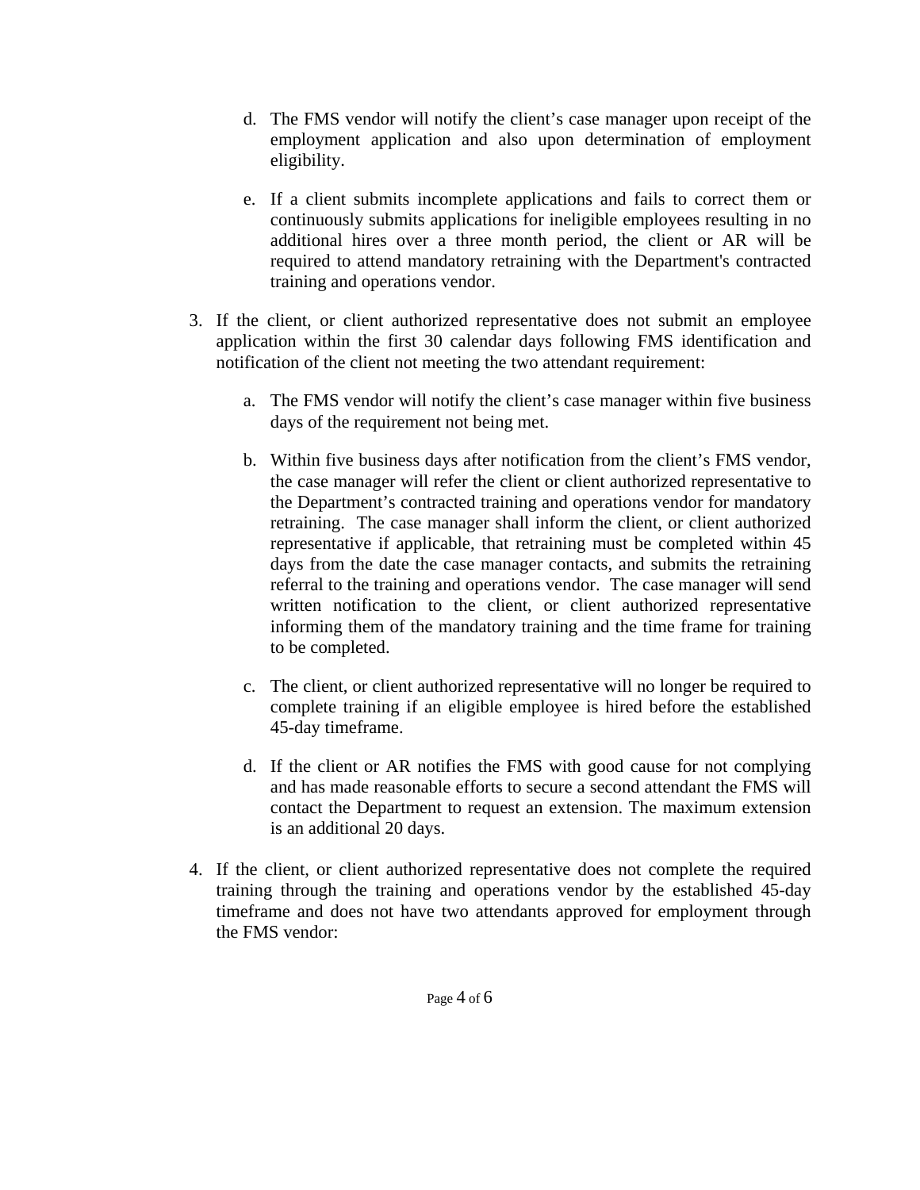d. The FMS vendor will notify the client's case manager upon receipt of the employment application and also upon determination of employment eligibility.

   e. If a client submits incomplete applications and fails to correct them or continuously submits applications for ineligible employees resulting in no additional hires over a three month period, the client or AR will be required to attend mandatory retraining with the Department's contracted training and operations vendor.

3. If the client, or client authorized representative does not submit an employee application within the first 30 calendar days following FMS identification and notification of the client not meeting the two attendant requirement:

   a. The FMS vendor will notify the client's case manager within five business days of the requirement not being met.

   b. Within five business days after notification from the client's FMS vendor, the case manager will refer the client or client authorized representative to the Department's contracted training and operations vendor for mandatory retraining. The case manager shall inform the client, or client authorized representative if applicable, that retraining must be completed within 45 days from the date the case manager contacts, and submits the retraining referral to the training and operations vendor. The case manager will send written notification to the client, or client authorized representative informing them of the mandatory training and the time frame for training to be completed.

   c. The client, or client authorized representative will no longer be required to complete training if an eligible employee is hired before the established 45-day timeframe.

   d. If the client or AR notifies the FMS with good cause for not complying and has made reasonable efforts to secure a second attendant the FMS will contact the Department to request an extension. The maximum extension is an additional 20 days.

4. If the client, or client authorized representative does not complete the required training through the training and operations vendor by the established 45-day timeframe and does not have two attendants approved for employment through the FMS vendor: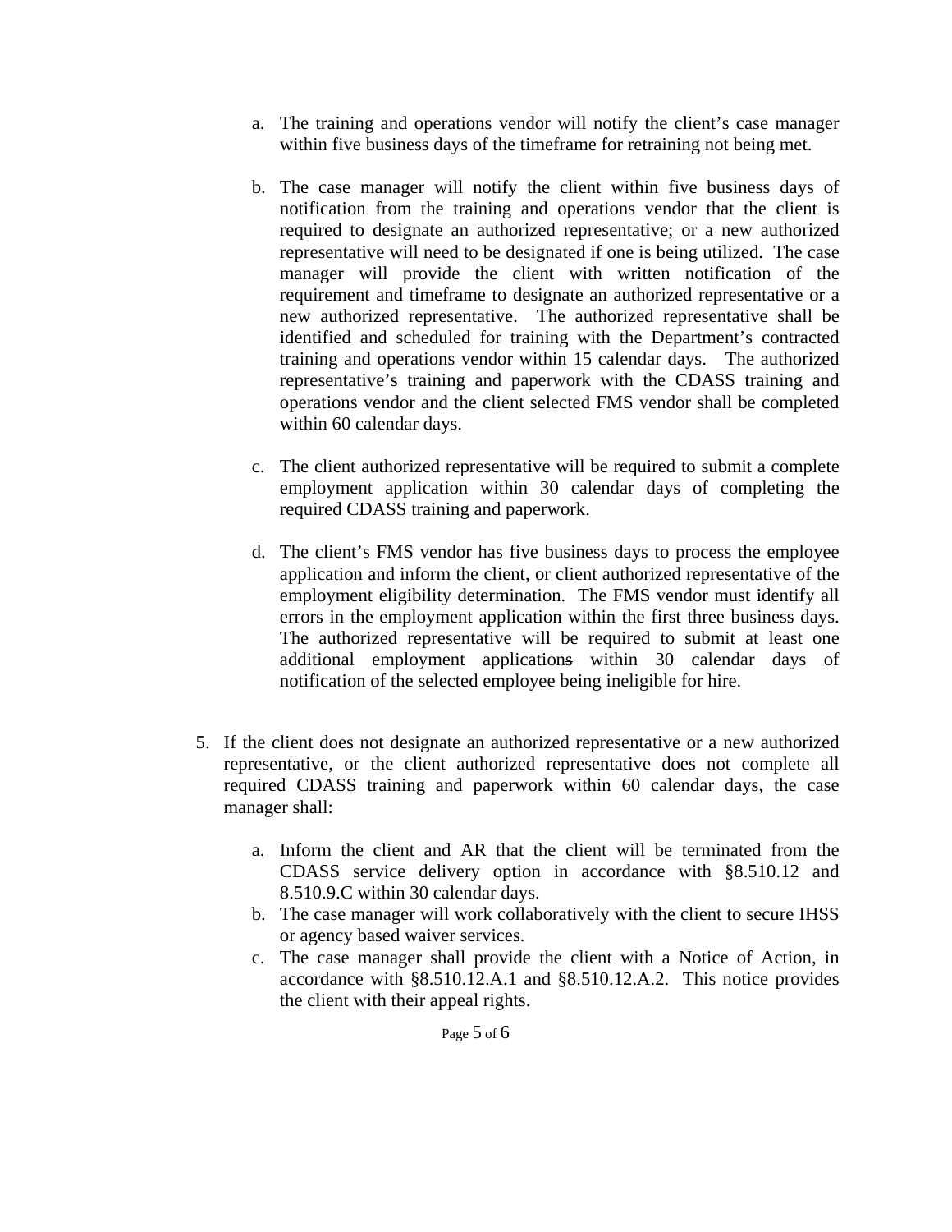a. The training and operations vendor will notify the client's case manager within five business days of the timeframe for retraining not being met.

   b. The case manager will notify the client within five business days of notification from the training and operations vendor that the client is required to designate an authorized representative; or a new authorized representative will need to be designated if one is being utilized. The case manager will provide the client with written notification of the requirement and timeframe to designate an authorized representative or a new authorized representative. The authorized representative shall be identified and scheduled for training with the Department's contracted training and operations vendor within 15 calendar days. The authorized representative's training and paperwork with the CDASS training and operations vendor and the client selected FMS vendor shall be completed within 60 calendar days.

   c. The client authorized representative will be required to submit a complete employment application within 30 calendar days of completing the required CDASS training and paperwork.

   d. The client's FMS vendor has five business days to process the employee application and inform the client, or client authorized representative of the employment eligibility determination. The FMS vendor must identify all errors in the employment application within the first three business days. The authorized representative will be required to submit at least one additional employment applications within 30 calendar days of notification of the selected employee being ineligible for hire.

5. If the client does not designate an authorized representative or a new authorized representative, or the client authorized representative does not complete all required CDASS training and paperwork within 60 calendar days, the case manager shall:

   a. Inform the client and AR that the client will be terminated from the CDASS service delivery option in accordance with §8.510.12 and 8.510.9.C within 30 calendar days.
   b. The case manager will work collaboratively with the client to secure IHSS or agency based waiver services.
   c. The case manager shall provide the client with a Notice of Action, in accordance with §8.510.12.A.1 and §8.510.12.A.2. This notice provides the client with their appeal rights.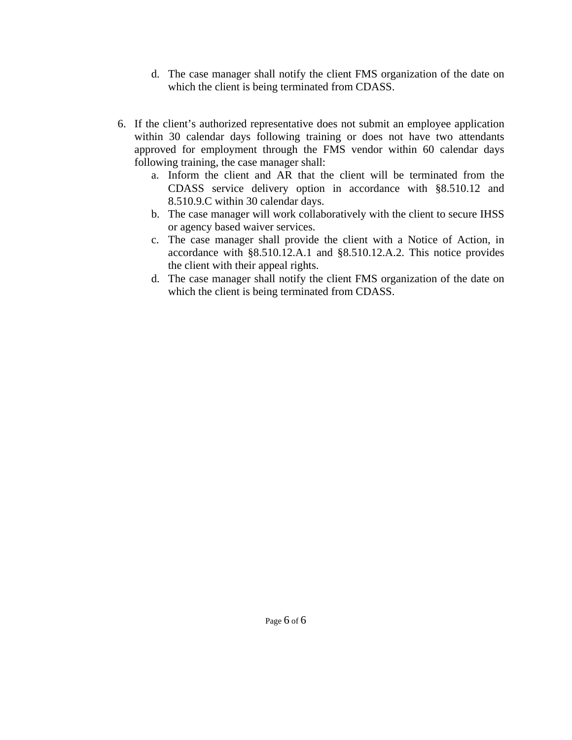d. The case manager shall notify the client FMS organization of the date on which the client is being terminated from CDASS.

6. If the client's authorized representative does not submit an employee application within 30 calendar days following training or does not have two attendants approved for employment through the FMS vendor within 60 calendar days following training, the case manager shall:
   a. Inform the client and AR that the client will be terminated from the CDASS service delivery option in accordance with §8.510.12 and 8.510.9.C within 30 calendar days.
   b. The case manager will work collaboratively with the client to secure IHSS or agency based waiver services.
   c. The case manager shall provide the client with a Notice of Action, in accordance with §8.510.12.A.1 and §8.510.12.A.2. This notice provides the client with their appeal rights.
   d. The case manager shall notify the client FMS organization of the date on which the client is being terminated from CDASS.